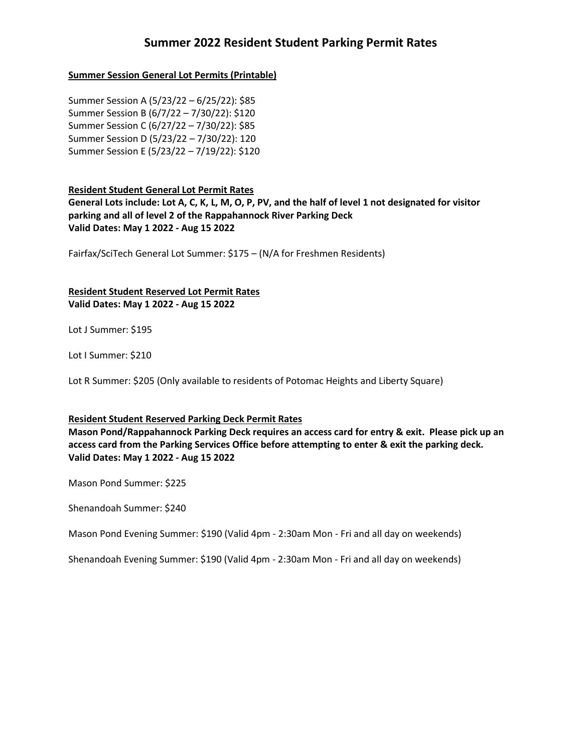# Summer 2022 Resident Student Parking Permit Rates

**Summer Session General Lot Permits (Printable)**

Summer Session A (5/23/22 – 6/25/22): $85
Summer Session B (6/7/22 – 7/30/22): $120
Summer Session C (6/27/22 – 7/30/22): $85
Summer Session D (5/23/22 – 7/30/22): 120
Summer Session E (5/23/22 – 7/19/22): $120

**Resident Student General Lot Permit Rates**
**General Lots include: Lot A, C, K, L, M, O, P, PV, and the half of level 1 not designated for visitor parking and all of level 2 of the Rappahannock River Parking Deck**
**Valid Dates: May 1 2022 - Aug 15 2022**

Fairfax/SciTech General Lot Summer: $175 – (N/A for Freshmen Residents)

**Resident Student Reserved Lot Permit Rates**
**Valid Dates: May 1 2022 - Aug 15 2022**

Lot J Summer: $195

Lot I Summer: $210

Lot R Summer: $205 (Only available to residents of Potomac Heights and Liberty Square)

**Resident Student Reserved Parking Deck Permit Rates**
**Mason Pond/Rappahannock Parking Deck requires an access card for entry & exit. Please pick up an access card from the Parking Services Office before attempting to enter & exit the parking deck.**
**Valid Dates: May 1 2022 - Aug 15 2022**

Mason Pond Summer: $225

Shenandoah Summer: $240

Mason Pond Evening Summer: $190 (Valid 4pm - 2:30am Mon - Fri and all day on weekends)

Shenandoah Evening Summer: $190 (Valid 4pm - 2:30am Mon - Fri and all day on weekends)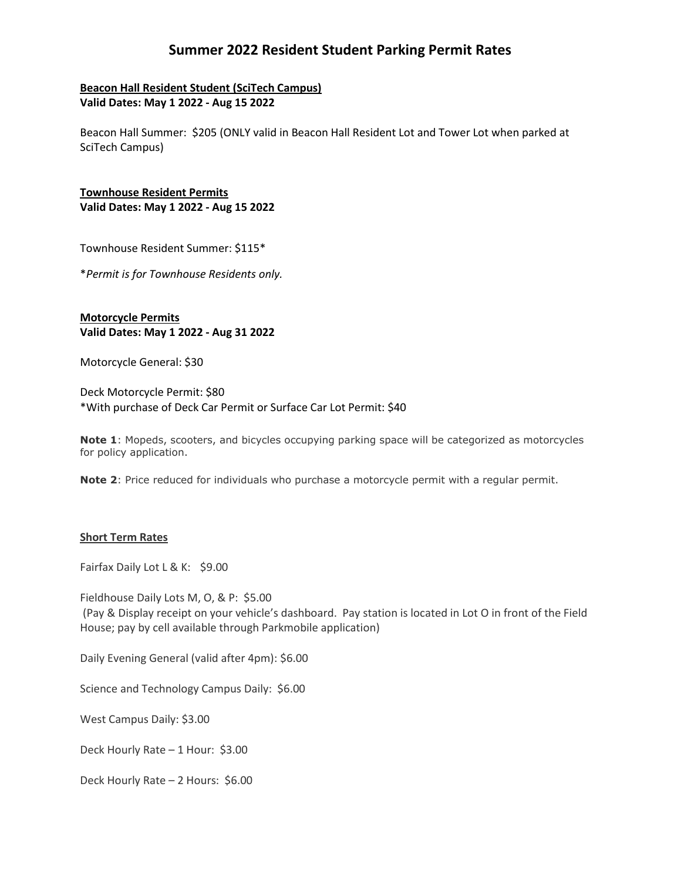# Summer 2022 Resident Student Parking Permit Rates

**Beacon Hall Resident Student (SciTech Campus)**
**Valid Dates: May 1 2022 - Aug 15 2022**

Beacon Hall Summer: $205 (ONLY valid in Beacon Hall Resident Lot and Tower Lot when parked at SciTech Campus)

**Townhouse Resident Permits**
**Valid Dates: May 1 2022 - Aug 15 2022**

Townhouse Resident Summer: $115*

*\*Permit is for Townhouse Residents only.*

**Motorcycle Permits**
**Valid Dates: May 1 2022 - Aug 31 2022**

Motorcycle General: $30

Deck Motorcycle Permit: $80
*With purchase of Deck Car Permit or Surface Car Lot Permit: $40

**Note 1**: Mopeds, scooters, and bicycles occupying parking space will be categorized as motorcycles for policy application.

**Note 2**: Price reduced for individuals who purchase a motorcycle permit with a regular permit.

**Short Term Rates**

Fairfax Daily Lot L & K: $9.00

Fieldhouse Daily Lots M, O, & P: $5.00
(Pay & Display receipt on your vehicle's dashboard. Pay station is located in Lot O in front of the Field House; pay by cell available through Parkmobile application)

Daily Evening General (valid after 4pm): $6.00

Science and Technology Campus Daily: $6.00

West Campus Daily: $3.00

Deck Hourly Rate – 1 Hour: $3.00

Deck Hourly Rate – 2 Hours: $6.00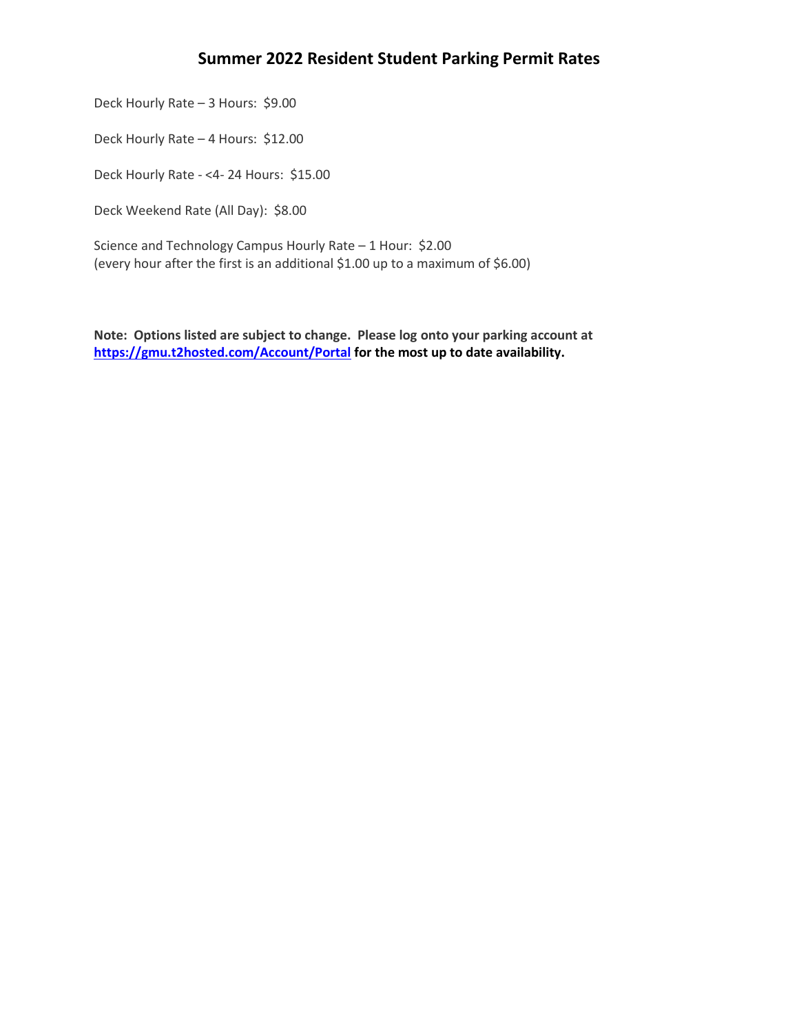# Summer 2022 Resident Student Parking Permit Rates

Deck Hourly Rate – 3 Hours: $9.00

Deck Hourly Rate – 4 Hours: $12.00

Deck Hourly Rate - <4- 24 Hours: $15.00

Deck Weekend Rate (All Day): $8.00

Science and Technology Campus Hourly Rate – 1 Hour: $2.00
(every hour after the first is an additional $1.00 up to a maximum of $6.00)

**Note: Options listed are subject to change. Please log onto your parking account at [https://gmu.t2hosted.com/Account/Portal](https://gmu.t2hosted.com/Account/Portal) for the most up to date availability.**